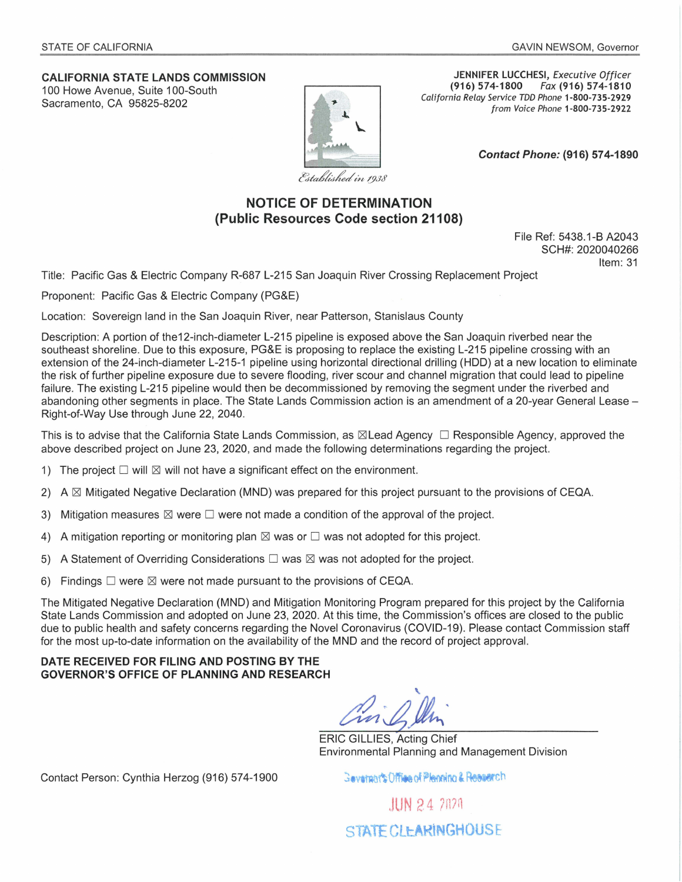STATE OF CALIFORNIA

GAVIN NEWSOM, Governor

**CALIFORNIA STATE LANDS COMMISSION**
100 Howe Avenue, Suite 100-South
Sacramento, CA 95825-8202

*Established in 1938*

**JENNIFER LUCCHESI**, *Executive Officer*
**(916) 574-1800** *Fax* **(916) 574-1810**
*California Relay Service TDD Phone* **1-800-735-2929**
*from Voice Phone* **1-800-735-2922**

***Contact Phone:*** **(916) 574-1890**

# NOTICE OF DETERMINATION
## (Public Resources Code section 21108)

File Ref: 5438.1-B A2043
SCH#: 2020040266
Item: 31

Title: Pacific Gas & Electric Company R-687 L-215 San Joaquin River Crossing Replacement Project

Proponent: Pacific Gas & Electric Company (PG&E)

Location: Sovereign land in the San Joaquin River, near Patterson, Stanislaus County

Description: A portion of the12-inch-diameter L-215 pipeline is exposed above the San Joaquin riverbed near the southeast shoreline. Due to this exposure, PG&E is proposing to replace the existing L-215 pipeline crossing with an extension of the 24-inch-diameter L-215-1 pipeline using horizontal directional drilling (HDD) at a new location to eliminate the risk of further pipeline exposure due to severe flooding, river scour and channel migration that could lead to pipeline failure. The existing L-215 pipeline would then be decommissioned by removing the segment under the riverbed and abandoning other segments in place. The State Lands Commission action is an amendment of a 20-year General Lease – Right-of-Way Use through June 22, 2040.

This is to advise that the California State Lands Commission, as ☒Lead Agency ☐ Responsible Agency, approved the above described project on June 23, 2020, and made the following determinations regarding the project.

1) The project ☐ will ☒ will not have a significant effect on the environment.
2) A ☒ Mitigated Negative Declaration (MND) was prepared for this project pursuant to the provisions of CEQA.
3) Mitigation measures ☒ were ☐ were not made a condition of the approval of the project.
4) A mitigation reporting or monitoring plan ☒ was or ☐ was not adopted for this project.
5) A Statement of Overriding Considerations ☐ was ☒ was not adopted for the project.
6) Findings ☐ were ☒ were not made pursuant to the provisions of CEQA.

The Mitigated Negative Declaration (MND) and Mitigation Monitoring Program prepared for this project by the California State Lands Commission and adopted on June 23, 2020. At this time, the Commission's offices are closed to the public due to public health and safety concerns regarding the Novel Coronavirus (COVID-19). Please contact Commission staff for the most up-to-date information on the availability of the MND and the record of project approval.

**DATE RECEIVED FOR FILING AND POSTING BY THE GOVERNOR'S OFFICE OF PLANNING AND RESEARCH**

ERIC GILLIES, Acting Chief
Environmental Planning and Management Division

Contact Person: Cynthia Herzog (916) 574-1900

Governor's Office of Planning & Research
JUN 24 2020
STATE CLEARINGHOUSE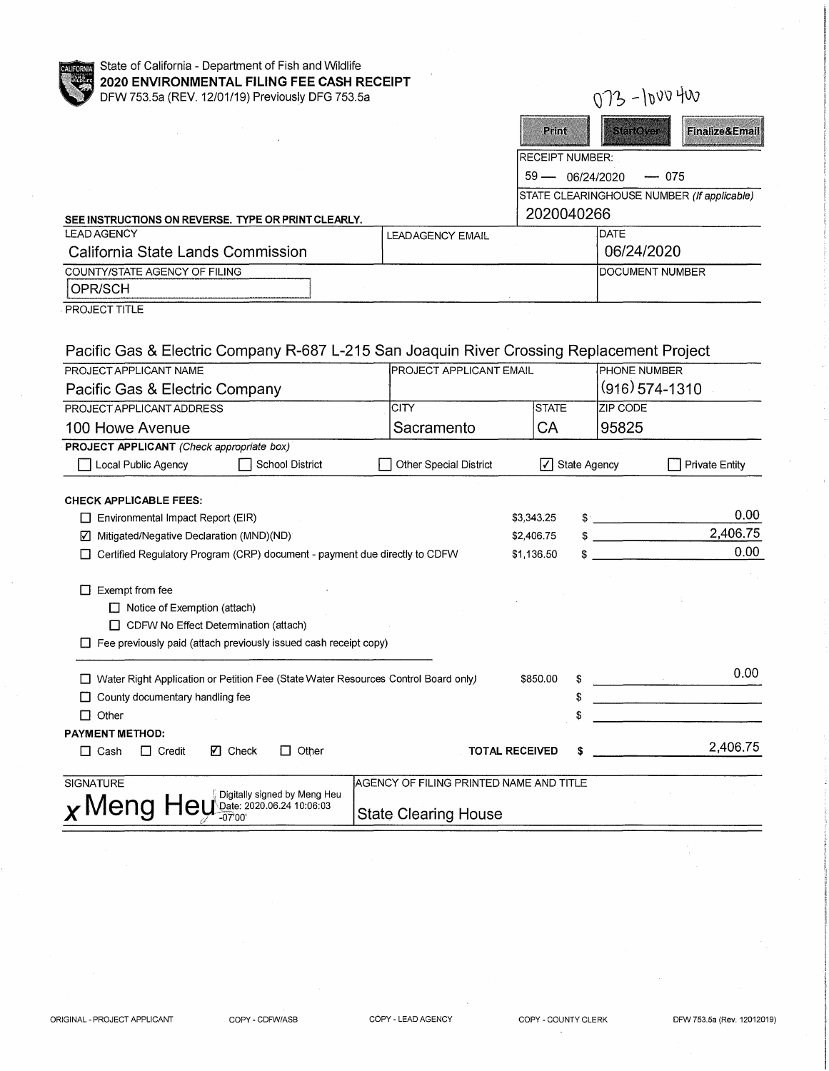State of California - Department of Fish and Wildlife

**2020 ENVIRONMENTAL FILING FEE CASH RECEIPT**

DFW 753.5a (REV. 12/01/19) Previously DFG 753.5a

073 - 1000400

Print | StartOver | Finalize&Email

RECEIPT NUMBER:
59 — 06/24/2020 — 075

STATE CLEARINGHOUSE NUMBER *(If applicable)*
2020040266

**SEE INSTRUCTIONS ON REVERSE. TYPE OR PRINT CLEARLY.**

| LEAD AGENCY | LEAD AGENCY EMAIL | DATE |
|---|---|---|
| California State Lands Commission | | 06/24/2020 |

| COUNTY/STATE AGENCY OF FILING | DOCUMENT NUMBER |
|---|---|
| OPR/SCH | |

PROJECT TITLE

Pacific Gas & Electric Company R-687 L-215 San Joaquin River Crossing Replacement Project

| PROJECT APPLICANT NAME | PROJECT APPLICANT EMAIL | | PHONE NUMBER |
|---|---|---|---|
| Pacific Gas & Electric Company | | | (916) 574-1310 |
| PROJECT APPLICANT ADDRESS | CITY | STATE | ZIP CODE |
| 100 Howe Avenue | Sacramento | CA | 95825 |

**PROJECT APPLICANT** *(Check appropriate box)*

☐ Local Public Agency ☐ School District ☐ Other Special District ☑ State Agency ☐ Private Entity

**CHECK APPLICABLE FEES:**

| | | |
|---|---|---|
| ☐ Environmental Impact Report (EIR) | $3,343.25 | $ 0.00 |
| ☑ Mitigated/Negative Declaration (MND)(ND) | $2,406.75 | $ 2,406.75 |
| ☐ Certified Regulatory Program (CRP) document - payment due directly to CDFW | $1,136.50 | $ 0.00 |

☐ Exempt from fee
- ☐ Notice of Exemption (attach)
- ☐ CDFW No Effect Determination (attach)

☐ Fee previously paid (attach previously issued cash receipt copy)

| | | |
|---|---|---|
| ☐ Water Right Application or Petition Fee (State Water Resources Control Board only) | $850.00 | $ 0.00 |
| ☐ County documentary handling fee | | $ |
| ☐ Other | | $ |

**PAYMENT METHOD:**

☐ Cash ☐ Credit ☑ Check ☐ Other **TOTAL RECEIVED** $ 2,406.75

| SIGNATURE | AGENCY OF FILING PRINTED NAME AND TITLE |
|---|---|
| x Meng Heu (Digitally signed by Meng Heu Date: 2020.06.24 10:06:03 -07'00') | State Clearing House |

ORIGINAL - PROJECT APPLICANT COPY - CDFW/ASB COPY - LEAD AGENCY COPY - COUNTY CLERK DFW 753.5a (Rev. 12012019)